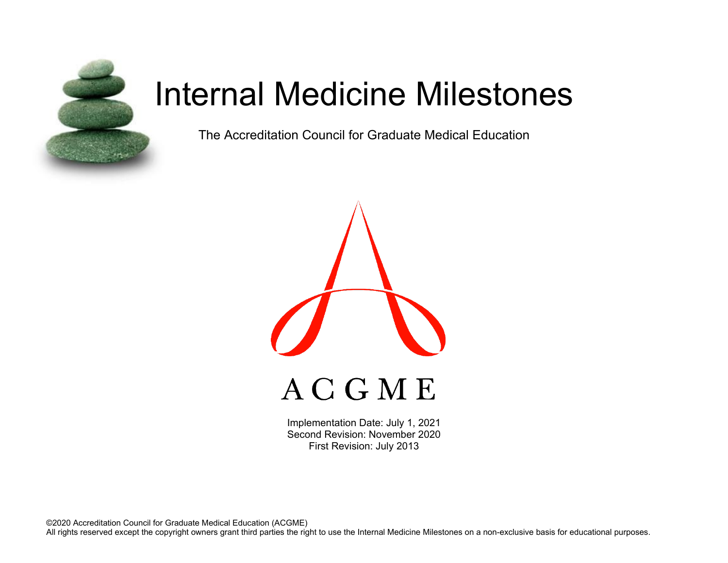# Internal Medicine Milestones

The Accreditation Council for Graduate Medical Education

ACGME

Implementation Date: July 1, 2021
Second Revision: November 2020
First Revision: July 2013

©2020 Accreditation Council for Graduate Medical Education (ACGME)
All rights reserved except the copyright owners grant third parties the right to use the Internal Medicine Milestones on a non-exclusive basis for educational purposes.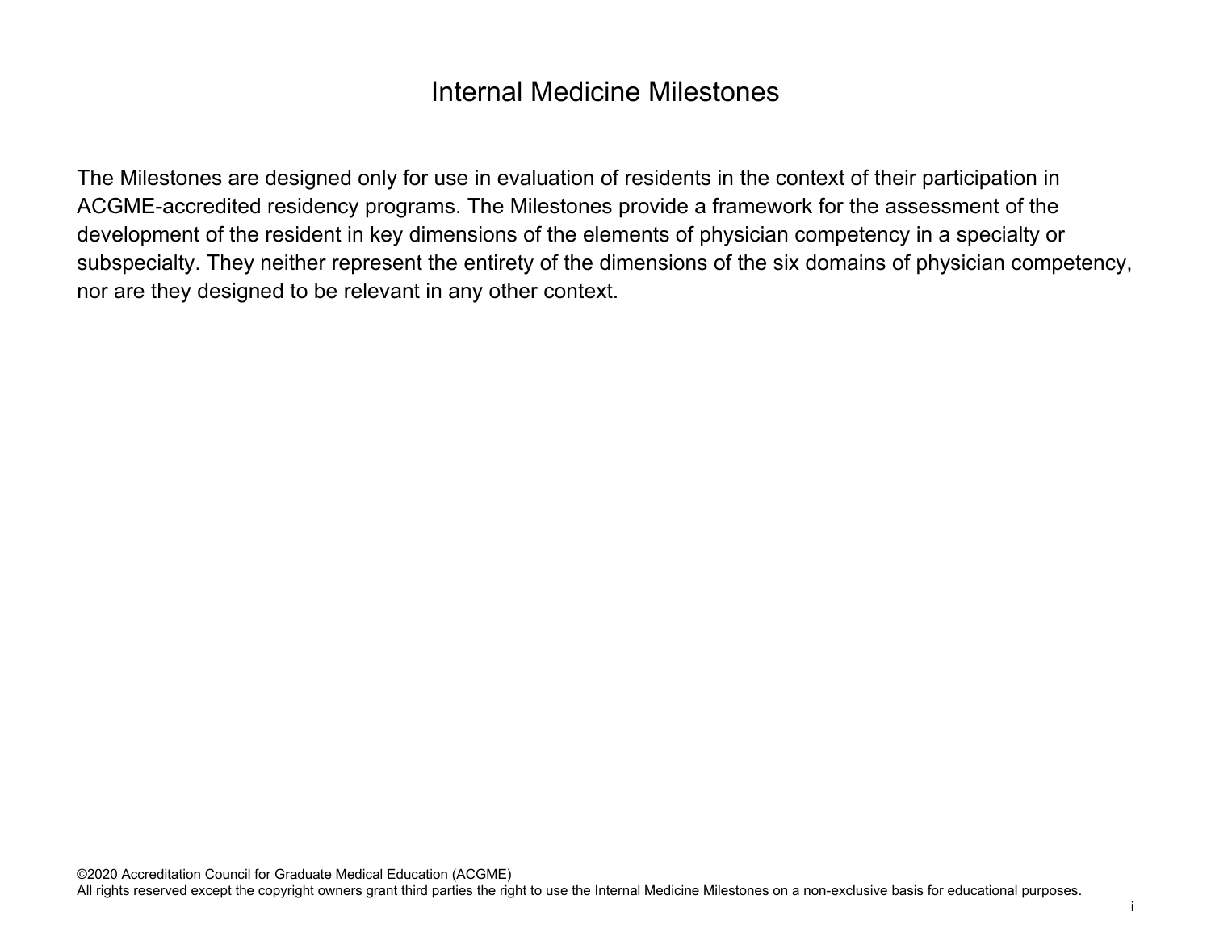# Internal Medicine Milestones

The Milestones are designed only for use in evaluation of residents in the context of their participation in ACGME-accredited residency programs. The Milestones provide a framework for the assessment of the development of the resident in key dimensions of the elements of physician competency in a specialty or subspecialty. They neither represent the entirety of the dimensions of the six domains of physician competency, nor are they designed to be relevant in any other context.

©2020 Accreditation Council for Graduate Medical Education (ACGME)
All rights reserved except the copyright owners grant third parties the right to use the Internal Medicine Milestones on a non-exclusive basis for educational purposes.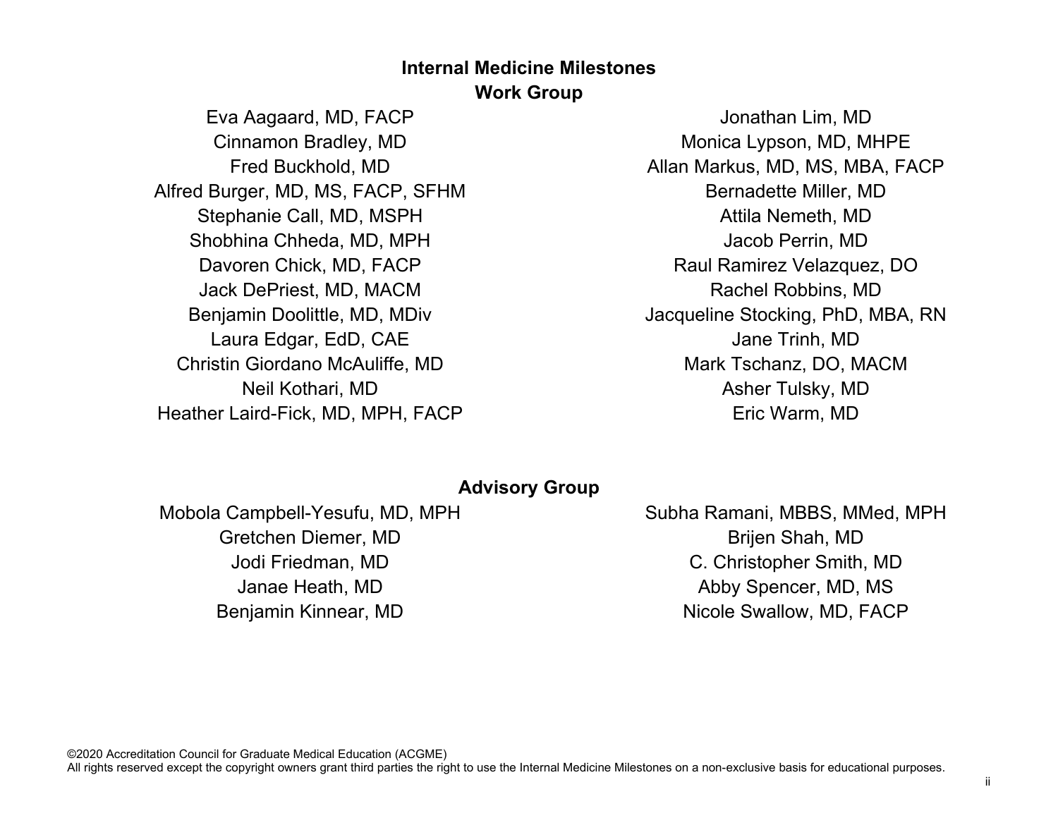## Internal Medicine Milestones
## Work Group

Eva Aagaard, MD, FACP
Cinnamon Bradley, MD
Fred Buckhold, MD
Alfred Burger, MD, MS, FACP, SFHM
Stephanie Call, MD, MSPH
Shobhina Chheda, MD, MPH
Davoren Chick, MD, FACP
Jack DePriest, MD, MACM
Benjamin Doolittle, MD, MDiv
Laura Edgar, EdD, CAE
Christin Giordano McAuliffe, MD
Neil Kothari, MD
Heather Laird-Fick, MD, MPH, FACP
Jonathan Lim, MD
Monica Lypson, MD, MHPE
Allan Markus, MD, MS, MBA, FACP
Bernadette Miller, MD
Attila Nemeth, MD
Jacob Perrin, MD
Raul Ramirez Velazquez, DO
Rachel Robbins, MD
Jacqueline Stocking, PhD, MBA, RN
Jane Trinh, MD
Mark Tschanz, DO, MACM
Asher Tulsky, MD
Eric Warm, MD

## Advisory Group

Mobola Campbell-Yesufu, MD, MPH
Gretchen Diemer, MD
Jodi Friedman, MD
Janae Heath, MD
Benjamin Kinnear, MD
Subha Ramani, MBBS, MMed, MPH
Brijen Shah, MD
C. Christopher Smith, MD
Abby Spencer, MD, MS
Nicole Swallow, MD, FACP

©2020 Accreditation Council for Graduate Medical Education (ACGME)
All rights reserved except the copyright owners grant third parties the right to use the Internal Medicine Milestones on a non-exclusive basis for educational purposes.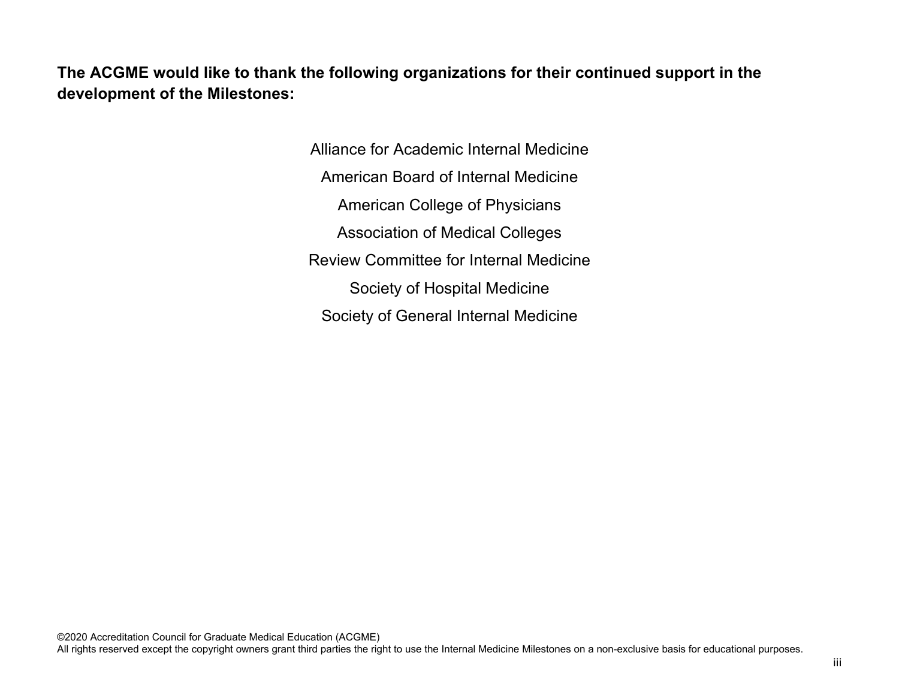**The ACGME would like to thank the following organizations for their continued support in the development of the Milestones:**

Alliance for Academic Internal Medicine

American Board of Internal Medicine

American College of Physicians

Association of Medical Colleges

Review Committee for Internal Medicine

Society of Hospital Medicine

Society of General Internal Medicine

©2020 Accreditation Council for Graduate Medical Education (ACGME)
All rights reserved except the copyright owners grant third parties the right to use the Internal Medicine Milestones on a non-exclusive basis for educational purposes.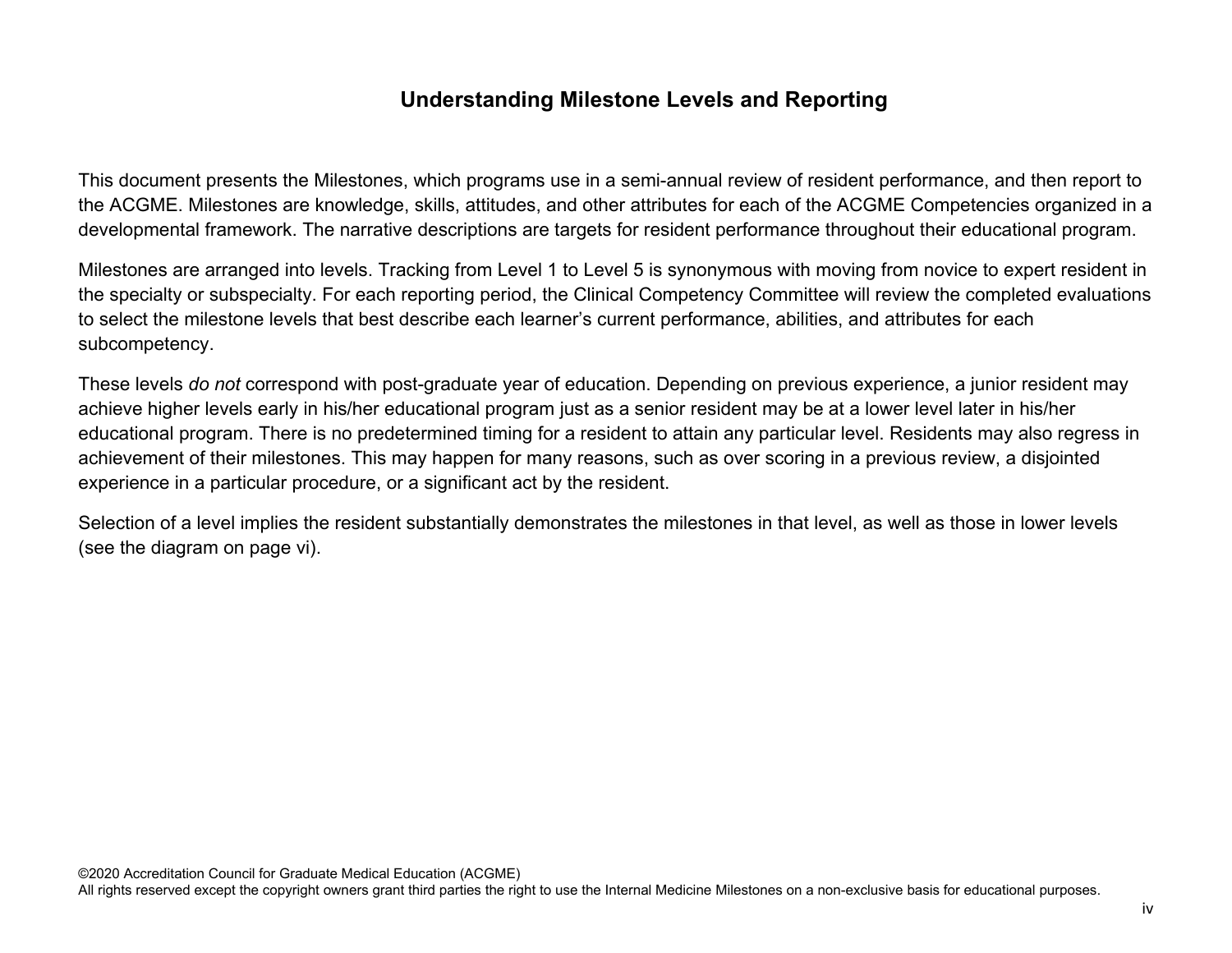## Understanding Milestone Levels and Reporting

This document presents the Milestones, which programs use in a semi-annual review of resident performance, and then report to the ACGME. Milestones are knowledge, skills, attitudes, and other attributes for each of the ACGME Competencies organized in a developmental framework. The narrative descriptions are targets for resident performance throughout their educational program.

Milestones are arranged into levels. Tracking from Level 1 to Level 5 is synonymous with moving from novice to expert resident in the specialty or subspecialty. For each reporting period, the Clinical Competency Committee will review the completed evaluations to select the milestone levels that best describe each learner's current performance, abilities, and attributes for each subcompetency.

These levels *do not* correspond with post-graduate year of education. Depending on previous experience, a junior resident may achieve higher levels early in his/her educational program just as a senior resident may be at a lower level later in his/her educational program. There is no predetermined timing for a resident to attain any particular level. Residents may also regress in achievement of their milestones. This may happen for many reasons, such as over scoring in a previous review, a disjointed experience in a particular procedure, or a significant act by the resident.

Selection of a level implies the resident substantially demonstrates the milestones in that level, as well as those in lower levels (see the diagram on page vi).

©2020 Accreditation Council for Graduate Medical Education (ACGME)
All rights reserved except the copyright owners grant third parties the right to use the Internal Medicine Milestones on a non-exclusive basis for educational purposes.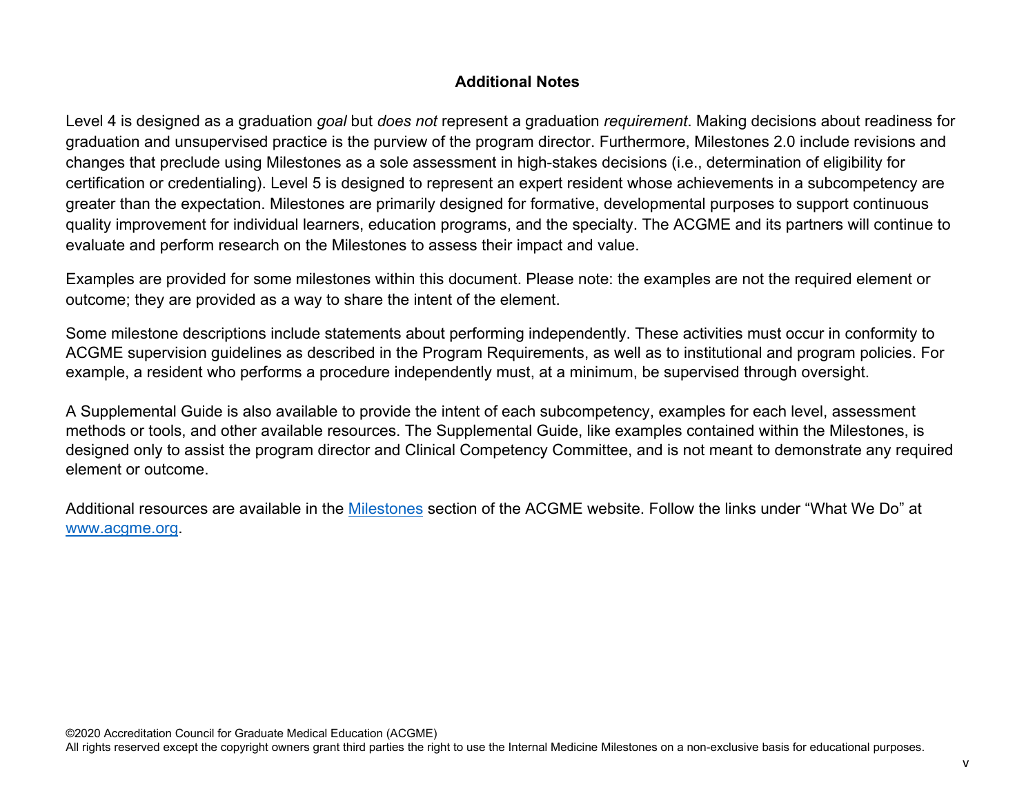## Additional Notes

Level 4 is designed as a graduation *goal* but *does not* represent a graduation *requirement*. Making decisions about readiness for graduation and unsupervised practice is the purview of the program director. Furthermore, Milestones 2.0 include revisions and changes that preclude using Milestones as a sole assessment in high-stakes decisions (i.e., determination of eligibility for certification or credentialing). Level 5 is designed to represent an expert resident whose achievements in a subcompetency are greater than the expectation. Milestones are primarily designed for formative, developmental purposes to support continuous quality improvement for individual learners, education programs, and the specialty. The ACGME and its partners will continue to evaluate and perform research on the Milestones to assess their impact and value.

Examples are provided for some milestones within this document. Please note: the examples are not the required element or outcome; they are provided as a way to share the intent of the element.

Some milestone descriptions include statements about performing independently. These activities must occur in conformity to ACGME supervision guidelines as described in the Program Requirements, as well as to institutional and program policies. For example, a resident who performs a procedure independently must, at a minimum, be supervised through oversight.

A Supplemental Guide is also available to provide the intent of each subcompetency, examples for each level, assessment methods or tools, and other available resources. The Supplemental Guide, like examples contained within the Milestones, is designed only to assist the program director and Clinical Competency Committee, and is not meant to demonstrate any required element or outcome.

Additional resources are available in the [Milestones](#) section of the ACGME website. Follow the links under "What We Do" at [www.acgme.org](http://www.acgme.org).

©2020 Accreditation Council for Graduate Medical Education (ACGME)
All rights reserved except the copyright owners grant third parties the right to use the Internal Medicine Milestones on a non-exclusive basis for educational purposes.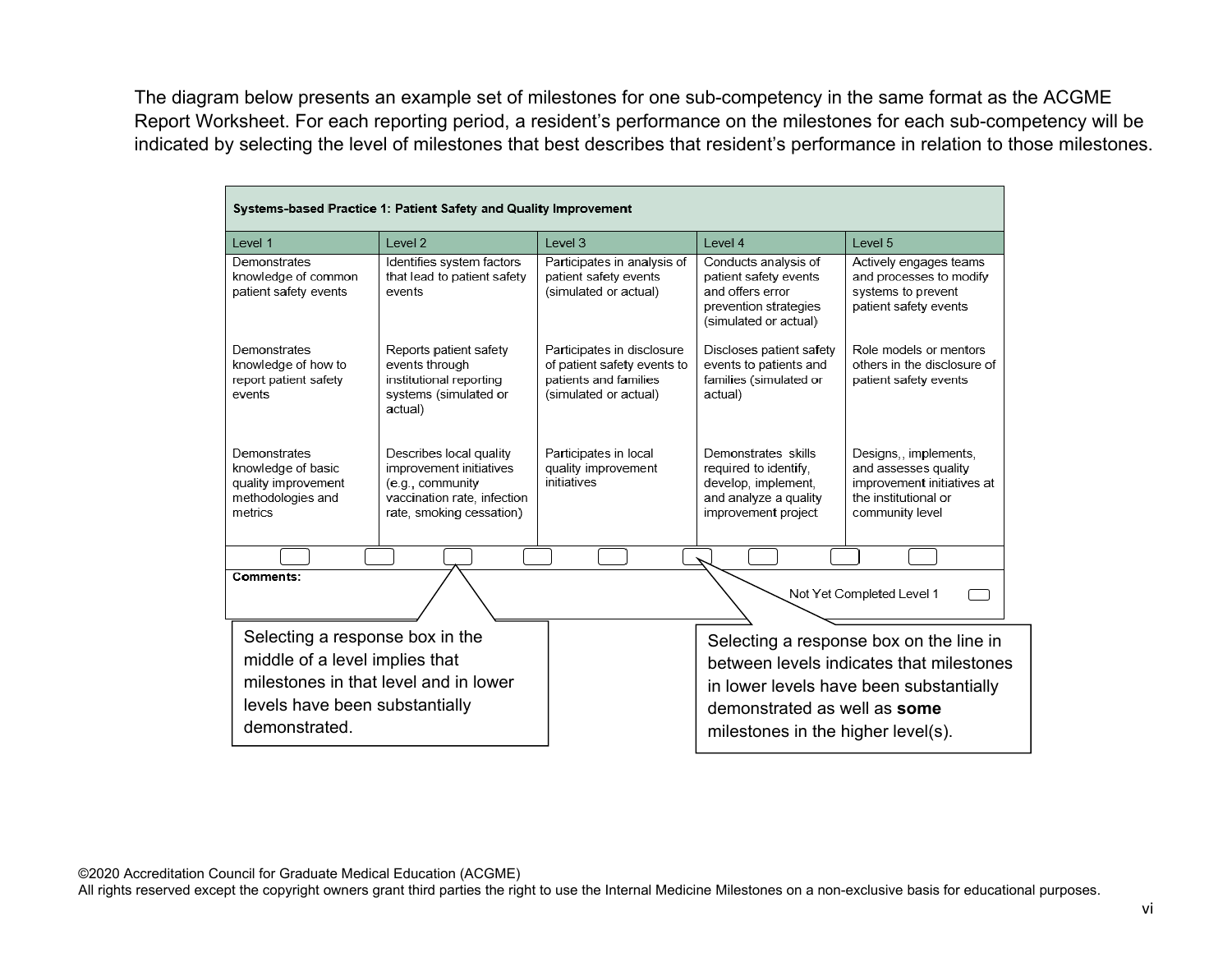The diagram below presents an example set of milestones for one sub-competency in the same format as the ACGME Report Worksheet. For each reporting period, a resident's performance on the milestones for each sub-competency will be indicated by selecting the level of milestones that best describes that resident's performance in relation to those milestones.

| **Systems-based Practice 1: Patient Safety and Quality Improvement** | | | | |
|---|---|---|---|---|
| Level 1 | Level 2 | Level 3 | Level 4 | Level 5 |
| Demonstrates knowledge of common patient safety events | Identifies system factors that lead to patient safety events | Participates in analysis of patient safety events (simulated or actual) | Conducts analysis of patient safety events and offers error prevention strategies (simulated or actual) | Actively engages teams and processes to modify systems to prevent patient safety events |
| Demonstrates knowledge of how to report patient safety events | Reports patient safety events through institutional reporting systems (simulated or actual) | Participates in disclosure of patient safety events to patients and families (simulated or actual) | Discloses patient safety events to patients and families (simulated or actual) | Role models or mentors others in the disclosure of patient safety events |
| Demonstrates knowledge of basic quality improvement methodologies and metrics | Describes local quality improvement initiatives (e.g., community vaccination rate, infection rate, smoking cessation) | Participates in local quality improvement initiatives | Demonstrates skills required to identify, develop, implement, and analyze a quality improvement project | Designs,, implements, and assesses quality improvement initiatives at the institutional or community level |

**Comments:**

Not Yet Completed Level 1

Selecting a response box in the middle of a level implies that milestones in that level and in lower levels have been substantially demonstrated.

Selecting a response box on the line in between levels indicates that milestones in lower levels have been substantially demonstrated as well as **some** milestones in the higher level(s).

©2020 Accreditation Council for Graduate Medical Education (ACGME)
All rights reserved except the copyright owners grant third parties the right to use the Internal Medicine Milestones on a non-exclusive basis for educational purposes.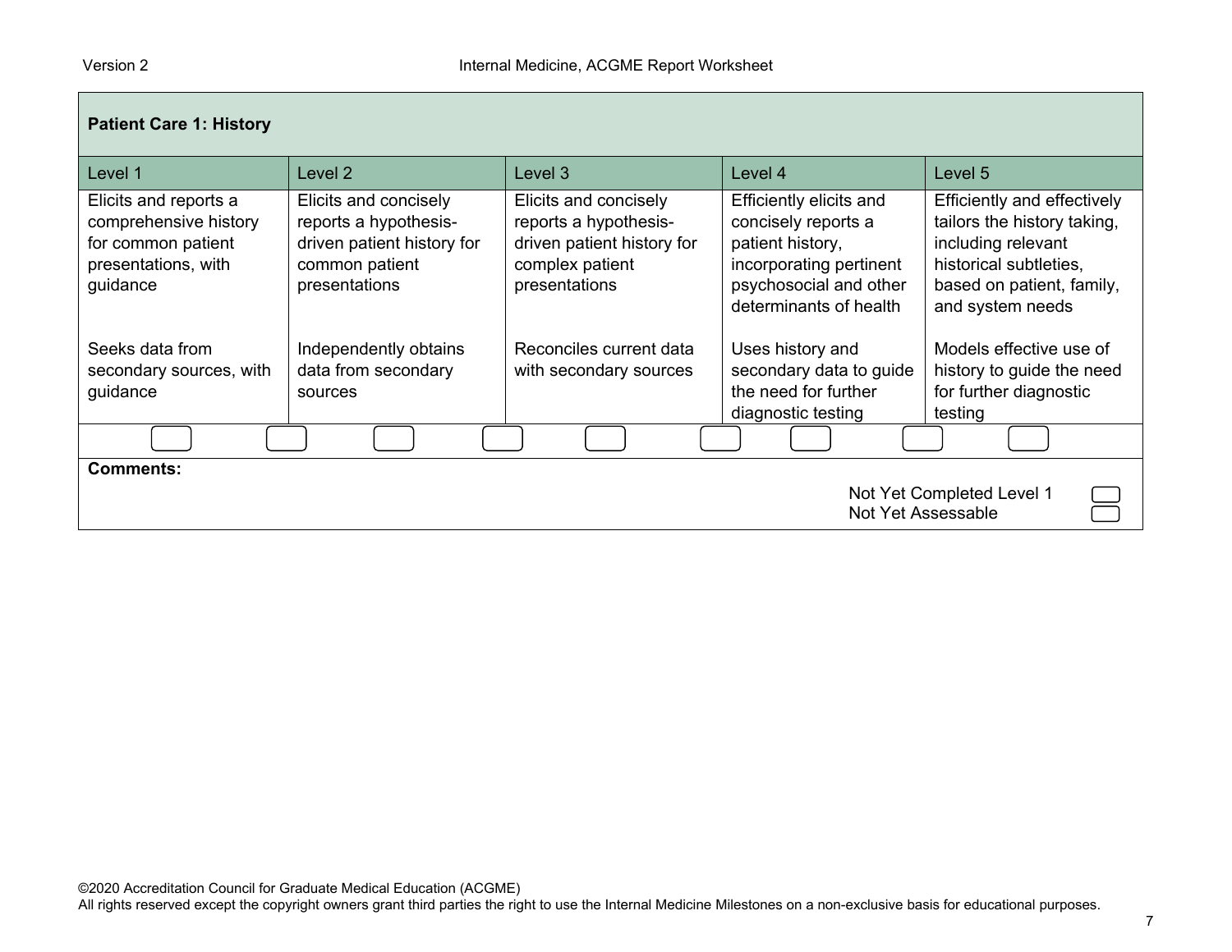**Patient Care 1: History**

| Level 1 | Level 2 | Level 3 | Level 4 | Level 5 |
|---|---|---|---|---|
| Elicits and reports a comprehensive history for common patient presentations, with guidance | Elicits and concisely reports a hypothesis-driven patient history for common patient presentations | Elicits and concisely reports a hypothesis-driven patient history for complex patient presentations | Efficiently elicits and concisely reports a patient history, incorporating pertinent psychosocial and other determinants of health | Efficiently and effectively tailors the history taking, including relevant historical subtleties, based on patient, family, and system needs |
| Seeks data from secondary sources, with guidance | Independently obtains data from secondary sources | Reconciles current data with secondary sources | Uses history and secondary data to guide the need for further diagnostic testing | Models effective use of history to guide the need for further diagnostic testing |

**Comments:**

Not Yet Completed Level 1

Not Yet Assessable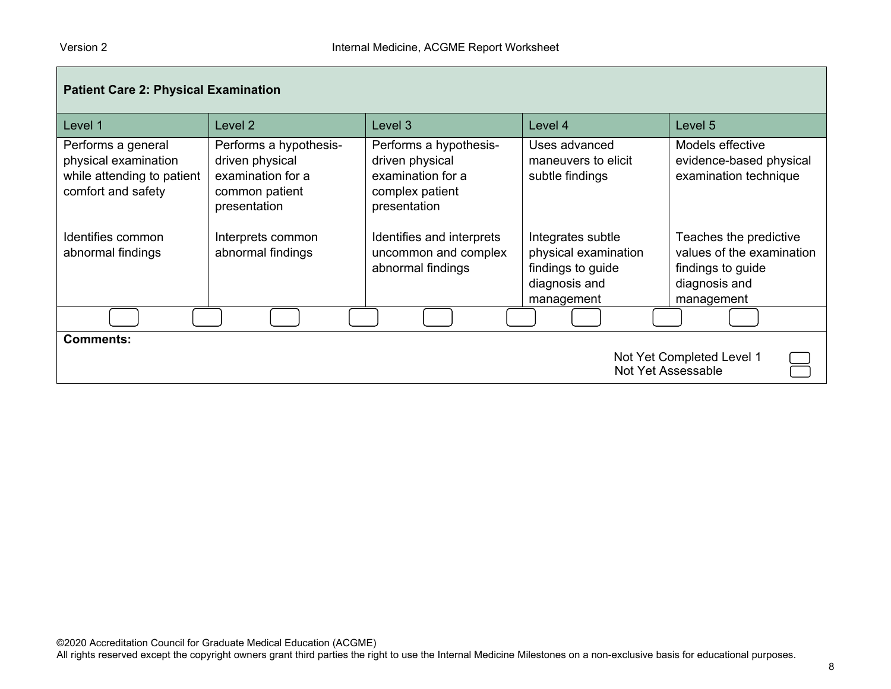| Patient Care 2: Physical Examination | | | | |
|---|---|---|---|---|
| Level 1 | Level 2 | Level 3 | Level 4 | Level 5 |
| Performs a general physical examination while attending to patient comfort and safety | Performs a hypothesis-driven physical examination for a common patient presentation | Performs a hypothesis-driven physical examination for a complex patient presentation | Uses advanced maneuvers to elicit subtle findings | Models effective evidence-based physical examination technique |
| Identifies common abnormal findings | Interprets common abnormal findings | Identifies and interprets uncommon and complex abnormal findings | Integrates subtle physical examination findings to guide diagnosis and management | Teaches the predictive values of the examination findings to guide diagnosis and management |

**Comments:**

Not Yet Completed Level 1

Not Yet Assessable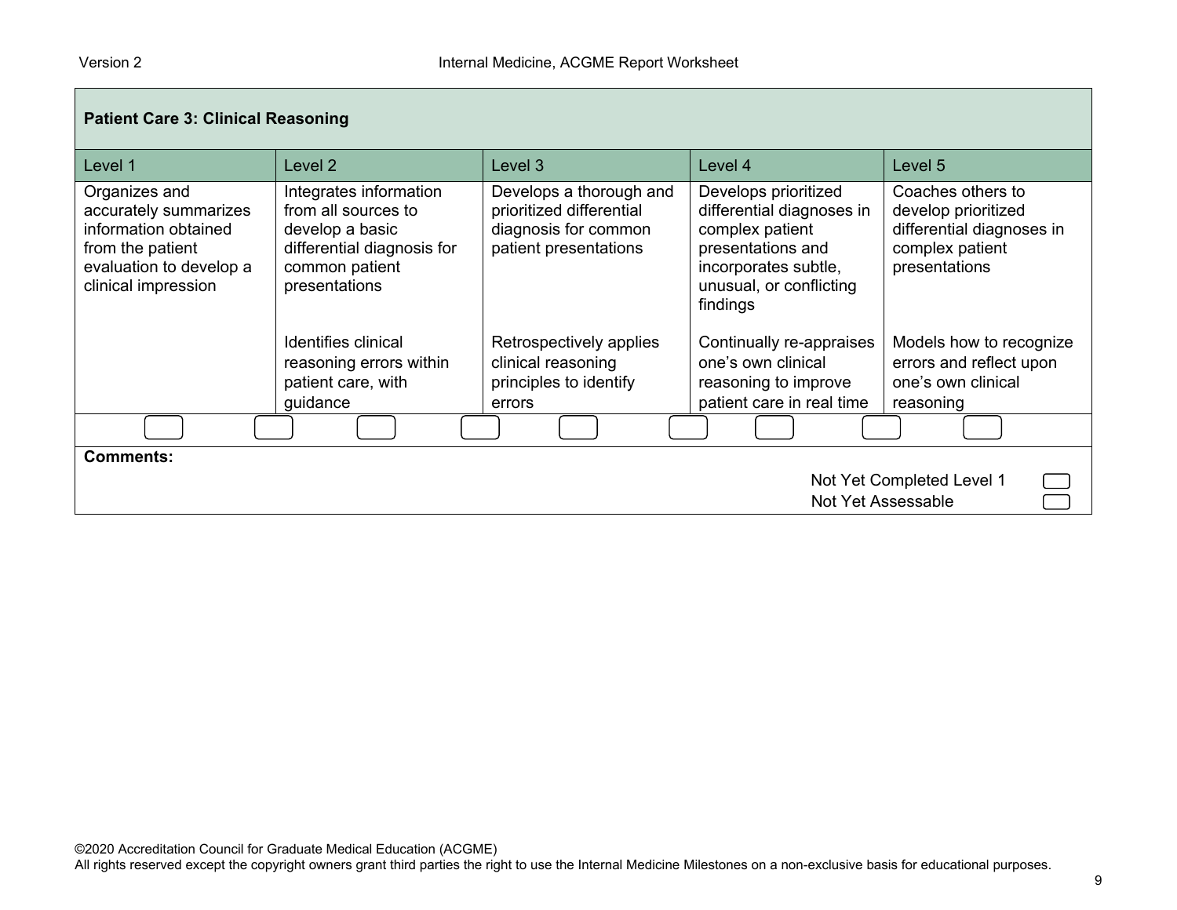| Patient Care 3: Clinical Reasoning | | | | |
|---|---|---|---|---|
| **Level 1** | **Level 2** | **Level 3** | **Level 4** | **Level 5** |
| Organizes and accurately summarizes information obtained from the patient evaluation to develop a clinical impression | Integrates information from all sources to develop a basic differential diagnosis for common patient presentations | Develops a thorough and prioritized differential diagnosis for common patient presentations | Develops prioritized differential diagnoses in complex patient presentations and incorporates subtle, unusual, or conflicting findings | Coaches others to develop prioritized differential diagnoses in complex patient presentations |
| | Identifies clinical reasoning errors within patient care, with guidance | Retrospectively applies clinical reasoning principles to identify errors | Continually re-appraises one's own clinical reasoning to improve patient care in real time | Models how to recognize errors and reflect upon one's own clinical reasoning |

**Comments:**

Not Yet Completed Level 1

Not Yet Assessable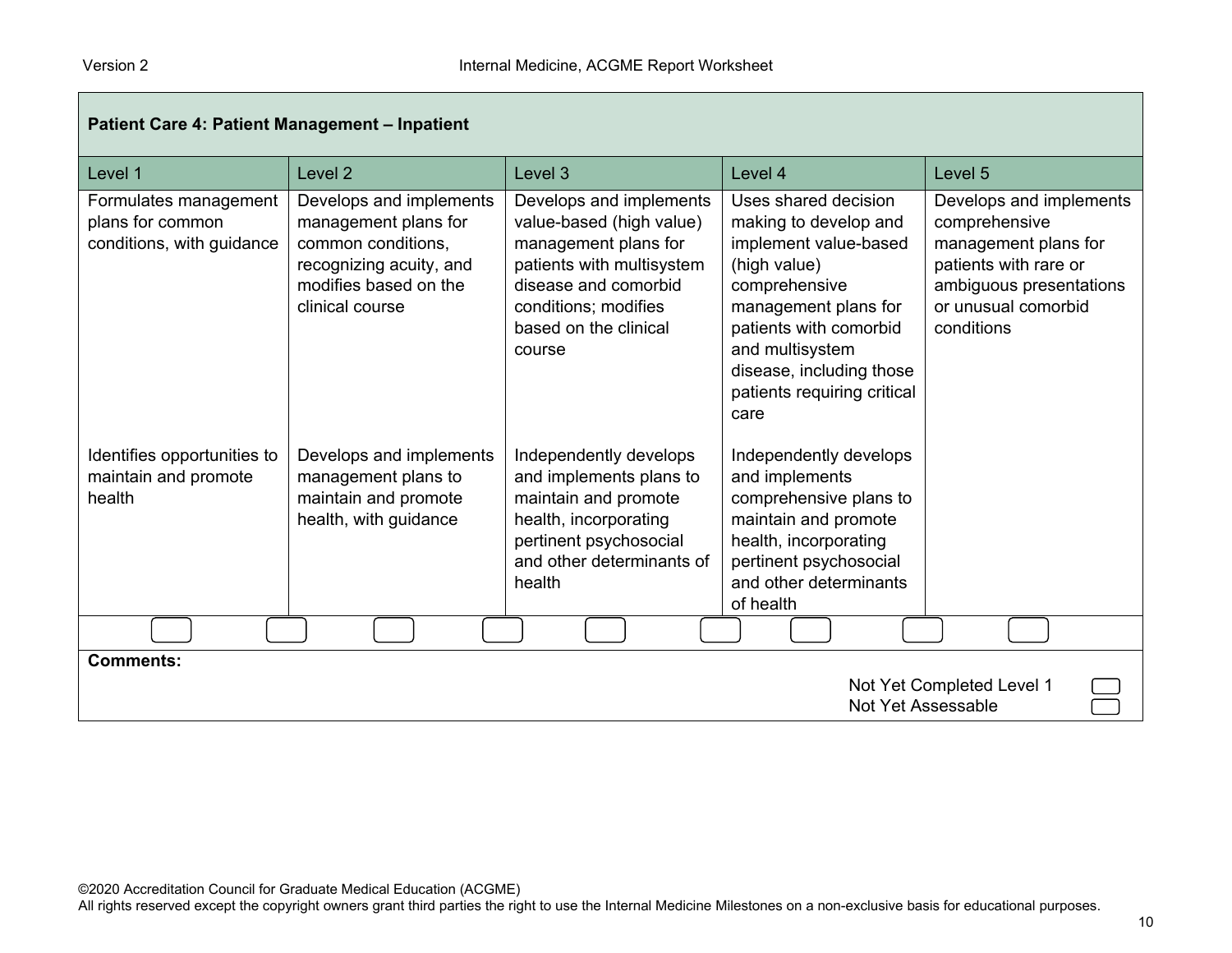| Patient Care 4: Patient Management – Inpatient | | | | |
|---|---|---|---|---|
| Level 1 | Level 2 | Level 3 | Level 4 | Level 5 |
| Formulates management plans for common conditions, with guidance | Develops and implements management plans for common conditions, recognizing acuity, and modifies based on the clinical course | Develops and implements value-based (high value) management plans for patients with multisystem disease and comorbid conditions; modifies based on the clinical course | Uses shared decision making to develop and implement value-based (high value) comprehensive management plans for patients with comorbid and multisystem disease, including those patients requiring critical care | Develops and implements comprehensive management plans for patients with rare or ambiguous presentations or unusual comorbid conditions |
| Identifies opportunities to maintain and promote health | Develops and implements management plans to maintain and promote health, with guidance | Independently develops and implements plans to maintain and promote health, incorporating pertinent psychosocial and other determinants of health | Independently develops and implements comprehensive plans to maintain and promote health, incorporating pertinent psychosocial and other determinants of health | |

**Comments:**

Not Yet Completed Level 1

Not Yet Assessable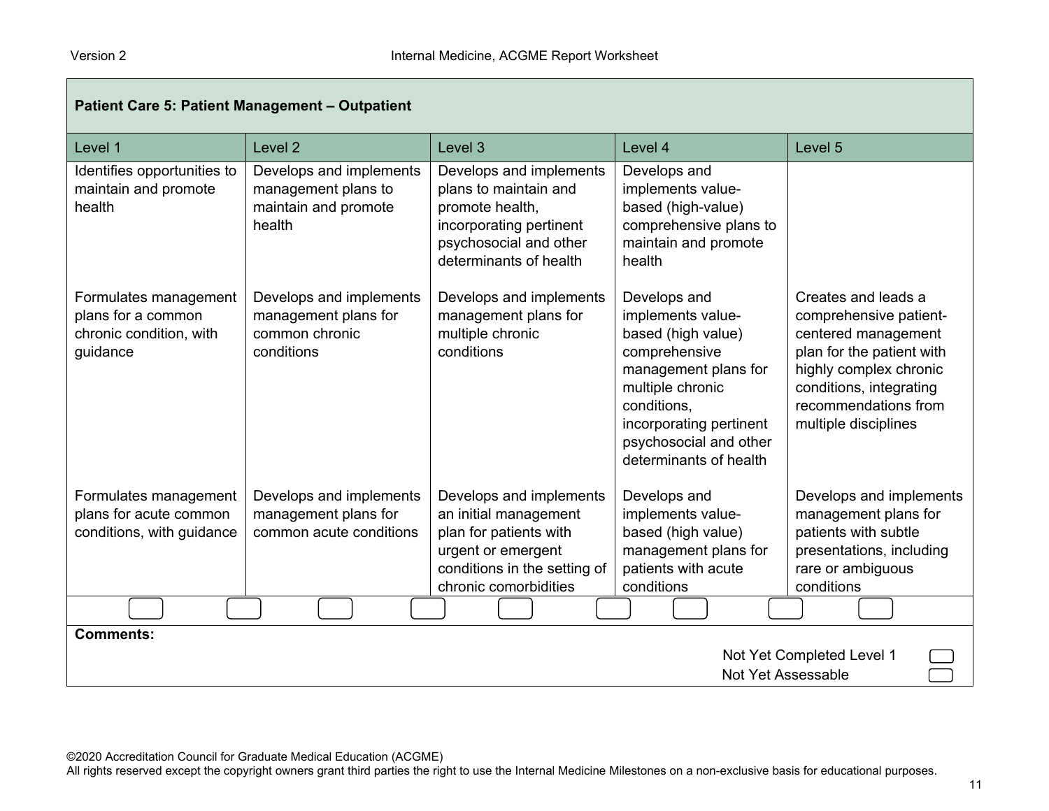| Patient Care 5: Patient Management – Outpatient | | | | |
|---|---|---|---|---|
| **Level 1** | **Level 2** | **Level 3** | **Level 4** | **Level 5** |
| Identifies opportunities to maintain and promote health | Develops and implements management plans to maintain and promote health | Develops and implements plans to maintain and promote health, incorporating pertinent psychosocial and other determinants of health | Develops and implements value-based (high-value) comprehensive plans to maintain and promote health | |
| Formulates management plans for a common chronic condition, with guidance | Develops and implements management plans for common chronic conditions | Develops and implements management plans for multiple chronic conditions | Develops and implements value-based (high value) comprehensive management plans for multiple chronic conditions, incorporating pertinent psychosocial and other determinants of health | Creates and leads a comprehensive patient-centered management plan for the patient with highly complex chronic conditions, integrating recommendations from multiple disciplines |
| Formulates management plans for acute common conditions, with guidance | Develops and implements management plans for common acute conditions | Develops and implements an initial management plan for patients with urgent or emergent conditions in the setting of chronic comorbidities | Develops and implements value-based (high value) management plans for patients with acute conditions | Develops and implements management plans for patients with subtle presentations, including rare or ambiguous conditions |

**Comments:**

Not Yet Completed Level 1

Not Yet Assessable

©2020 Accreditation Council for Graduate Medical Education (ACGME)
All rights reserved except the copyright owners grant third parties the right to use the Internal Medicine Milestones on a non-exclusive basis for educational purposes.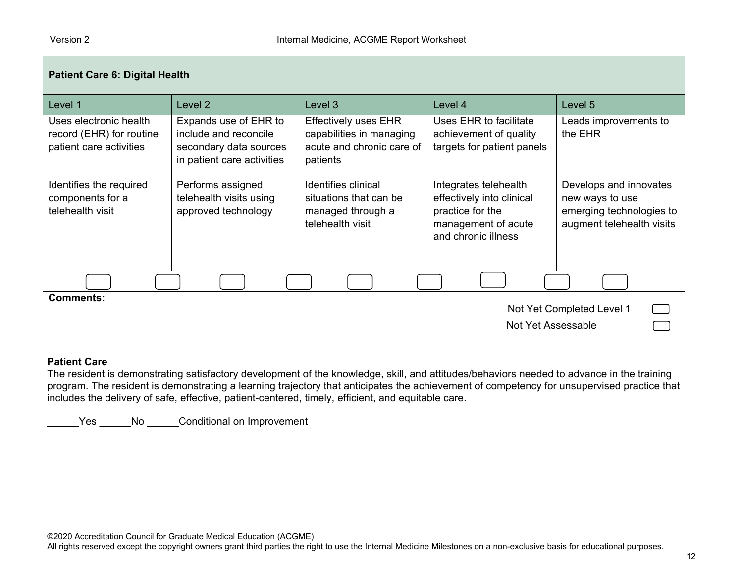| Patient Care 6: Digital Health | | | | |
|---|---|---|---|---|
| **Level 1** | **Level 2** | **Level 3** | **Level 4** | **Level 5** |
| Uses electronic health record (EHR) for routine patient care activities<br><br>Identifies the required components for a telehealth visit | Expands use of EHR to include and reconcile secondary data sources in patient care activities<br><br>Performs assigned telehealth visits using approved technology | Effectively uses EHR capabilities in managing acute and chronic care of patients<br><br>Identifies clinical situations that can be managed through a telehealth visit | Uses EHR to facilitate achievement of quality targets for patient panels<br><br>Integrates telehealth effectively into clinical practice for the management of acute and chronic illness | Leads improvements to the EHR<br><br>Develops and innovates new ways to use emerging technologies to augment telehealth visits |

**Comments:**

Not Yet Completed Level 1

Not Yet Assessable

**Patient Care**

The resident is demonstrating satisfactory development of the knowledge, skill, and attitudes/behaviors needed to advance in the training program. The resident is demonstrating a learning trajectory that anticipates the achievement of competency for unsupervised practice that includes the delivery of safe, effective, patient-centered, timely, efficient, and equitable care.

_____Yes _____No _____Conditional on Improvement

©2020 Accreditation Council for Graduate Medical Education (ACGME)
All rights reserved except the copyright owners grant third parties the right to use the Internal Medicine Milestones on a non-exclusive basis for educational purposes.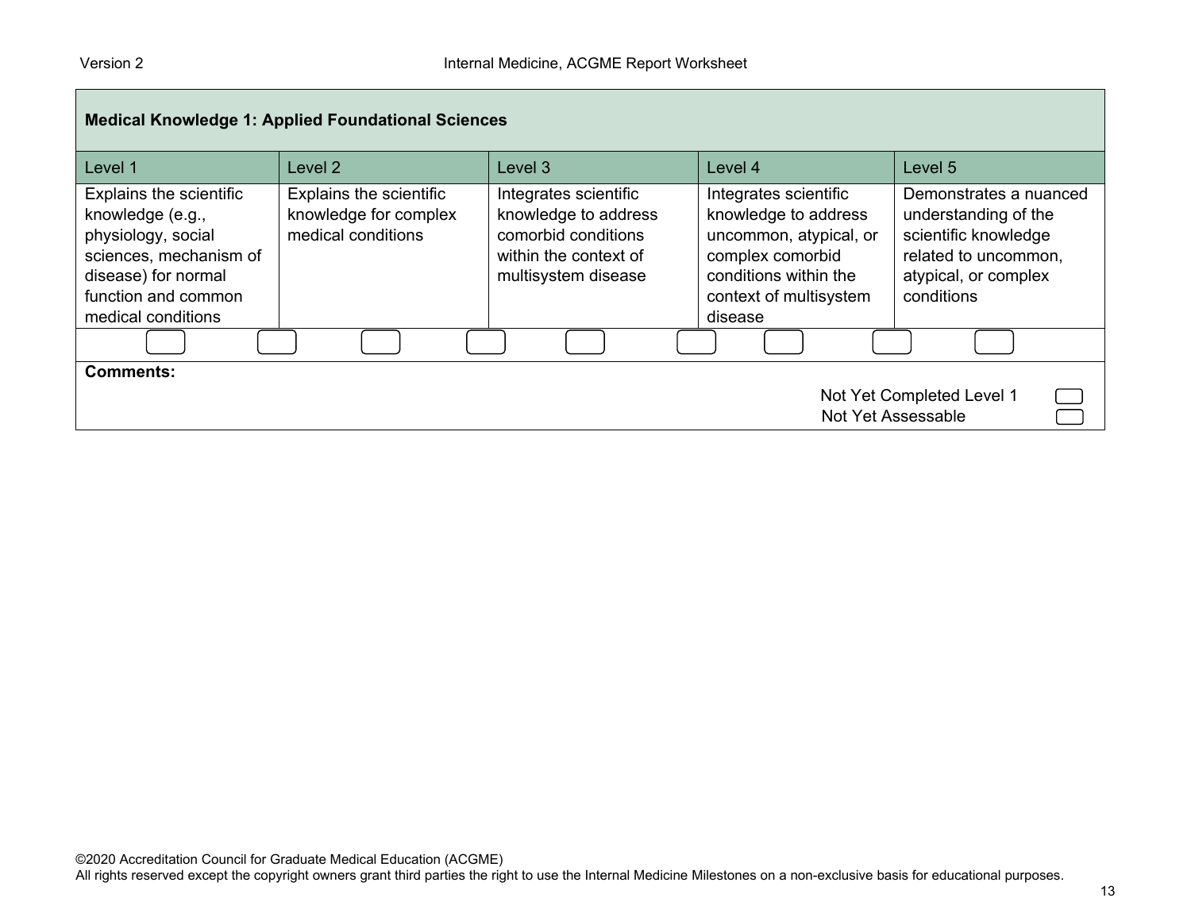| Medical Knowledge 1: Applied Foundational Sciences | | | | |
|---|---|---|---|---|
| Level 1 | Level 2 | Level 3 | Level 4 | Level 5 |
| Explains the scientific knowledge (e.g., physiology, social sciences, mechanism of disease) for normal function and common medical conditions | Explains the scientific knowledge for complex medical conditions | Integrates scientific knowledge to address comorbid conditions within the context of multisystem disease | Integrates scientific knowledge to address uncommon, atypical, or complex comorbid conditions within the context of multisystem disease | Demonstrates a nuanced understanding of the scientific knowledge related to uncommon, atypical, or complex conditions |

**Comments:**

Not Yet Completed Level 1

Not Yet Assessable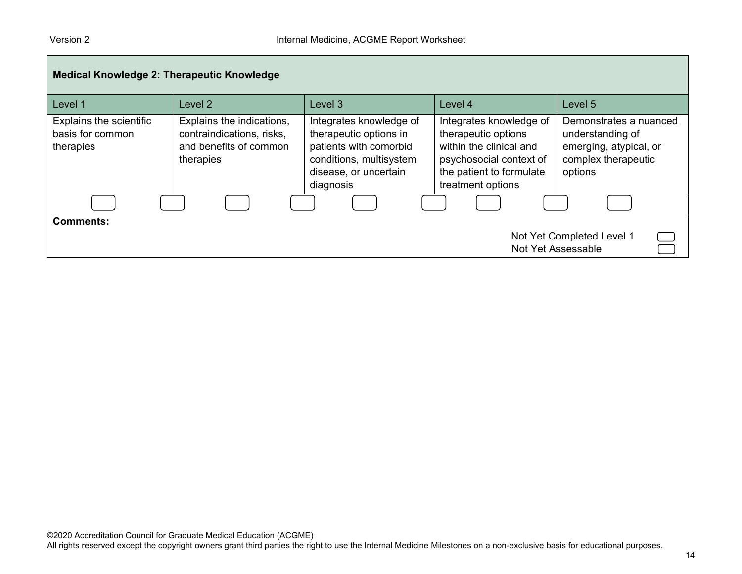| Medical Knowledge 2: Therapeutic Knowledge | | | | |
|---|---|---|---|---|
| Level 1 | Level 2 | Level 3 | Level 4 | Level 5 |
| Explains the scientific basis for common therapies | Explains the indications, contraindications, risks, and benefits of common therapies | Integrates knowledge of therapeutic options in patients with comorbid conditions, multisystem disease, or uncertain diagnosis | Integrates knowledge of therapeutic options within the clinical and psychosocial context of the patient to formulate treatment options | Demonstrates a nuanced understanding of emerging, atypical, or complex therapeutic options |

**Comments:**

Not Yet Completed Level 1

Not Yet Assessable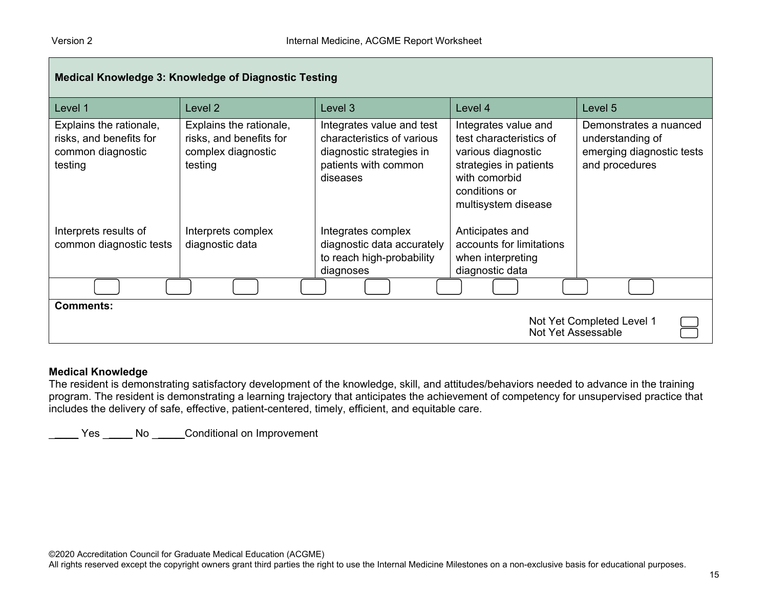| Medical Knowledge 3: Knowledge of Diagnostic Testing | | | | |
|---|---|---|---|---|
| Level 1 | Level 2 | Level 3 | Level 4 | Level 5 |
| Explains the rationale, risks, and benefits for common diagnostic testing | Explains the rationale, risks, and benefits for complex diagnostic testing | Integrates value and test characteristics of various diagnostic strategies in patients with common diseases | Integrates value and test characteristics of various diagnostic strategies in patients with comorbid conditions or multisystem disease | Demonstrates a nuanced understanding of emerging diagnostic tests and procedures |
| Interprets results of common diagnostic tests | Interprets complex diagnostic data | Integrates complex diagnostic data accurately to reach high-probability diagnoses | Anticipates and accounts for limitations when interpreting diagnostic data | |

**Comments:**

Not Yet Completed Level 1

Not Yet Assessable

**Medical Knowledge**

The resident is demonstrating satisfactory development of the knowledge, skill, and attitudes/behaviors needed to advance in the training program. The resident is demonstrating a learning trajectory that anticipates the achievement of competency for unsupervised practice that includes the delivery of safe, effective, patient-centered, timely, efficient, and equitable care.

_____ Yes _____ No _____Conditional on Improvement

©2020 Accreditation Council for Graduate Medical Education (ACGME)
All rights reserved except the copyright owners grant third parties the right to use the Internal Medicine Milestones on a non-exclusive basis for educational purposes.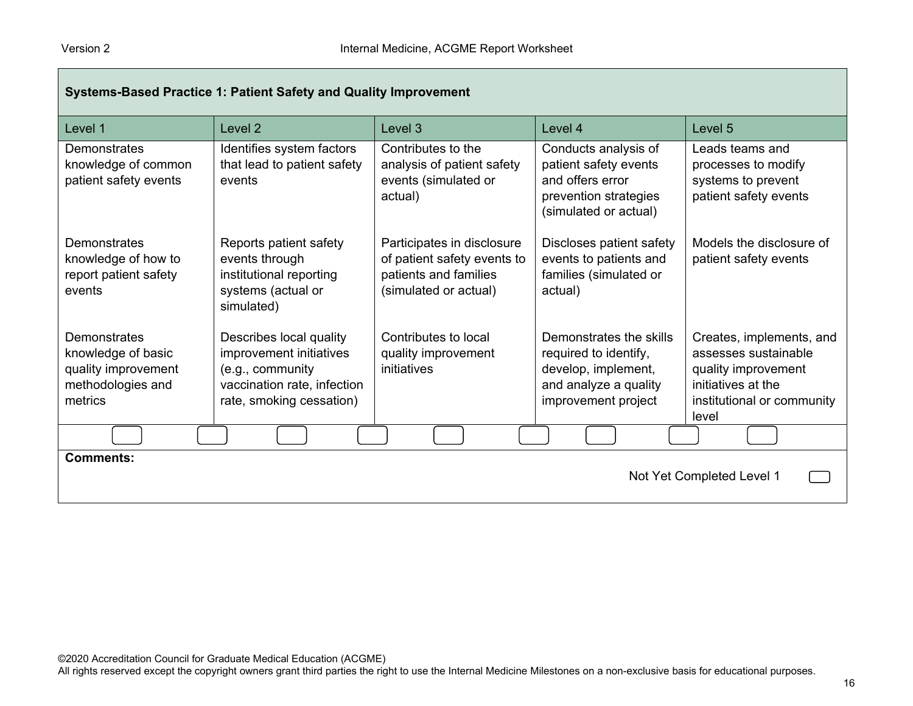| Systems-Based Practice 1: Patient Safety and Quality Improvement | | | | |
|---|---|---|---|---|
| Level 1 | Level 2 | Level 3 | Level 4 | Level 5 |
| Demonstrates knowledge of common patient safety events | Identifies system factors that lead to patient safety events | Contributes to the analysis of patient safety events (simulated or actual) | Conducts analysis of patient safety events and offers error prevention strategies (simulated or actual) | Leads teams and processes to modify systems to prevent patient safety events |
| Demonstrates knowledge of how to report patient safety events | Reports patient safety events through institutional reporting systems (actual or simulated) | Participates in disclosure of patient safety events to patients and families (simulated or actual) | Discloses patient safety events to patients and families (simulated or actual) | Models the disclosure of patient safety events |
| Demonstrates knowledge of basic quality improvement methodologies and metrics | Describes local quality improvement initiatives (e.g., community vaccination rate, infection rate, smoking cessation) | Contributes to local quality improvement initiatives | Demonstrates the skills required to identify, develop, implement, and analyze a quality improvement project | Creates, implements, and assesses sustainable quality improvement initiatives at the institutional or community level |

**Comments:**

Not Yet Completed Level 1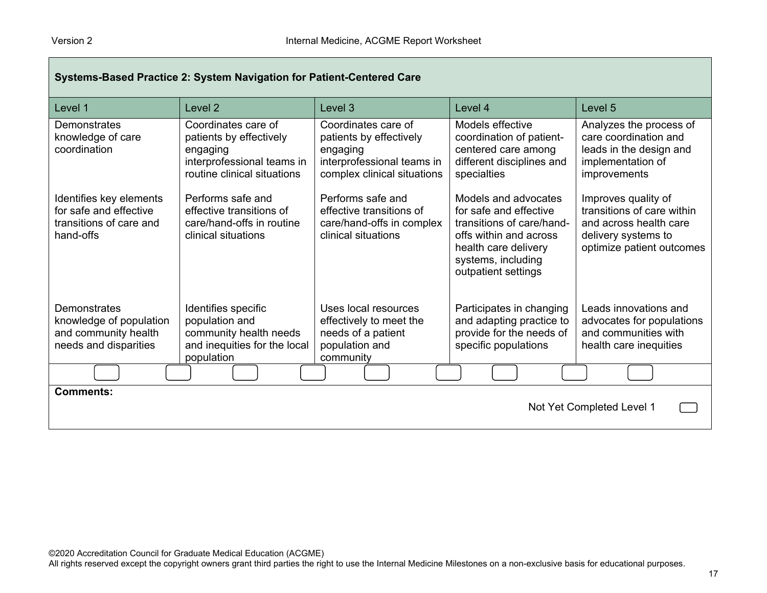## Systems-Based Practice 2: System Navigation for Patient-Centered Care

| Level 1 | Level 2 | Level 3 | Level 4 | Level 5 |
|---|---|---|---|---|
| Demonstrates knowledge of care coordination | Coordinates care of patients by effectively engaging interprofessional teams in routine clinical situations | Coordinates care of patients by effectively engaging interprofessional teams in complex clinical situations | Models effective coordination of patient-centered care among different disciplines and specialties | Analyzes the process of care coordination and leads in the design and implementation of improvements |
| Identifies key elements for safe and effective transitions of care and hand-offs | Performs safe and effective transitions of care/hand-offs in routine clinical situations | Performs safe and effective transitions of care/hand-offs in complex clinical situations | Models and advocates for safe and effective transitions of care/hand-offs within and across health care delivery systems, including outpatient settings | Improves quality of transitions of care within and across health care delivery systems to optimize patient outcomes |
| Demonstrates knowledge of population and community health needs and disparities | Identifies specific population and community health needs and inequities for the local population | Uses local resources effectively to meet the needs of a patient population and community | Participates in changing and adapting practice to provide for the needs of specific populations | Leads innovations and advocates for populations and communities with health care inequities |

**Comments:**

Not Yet Completed Level 1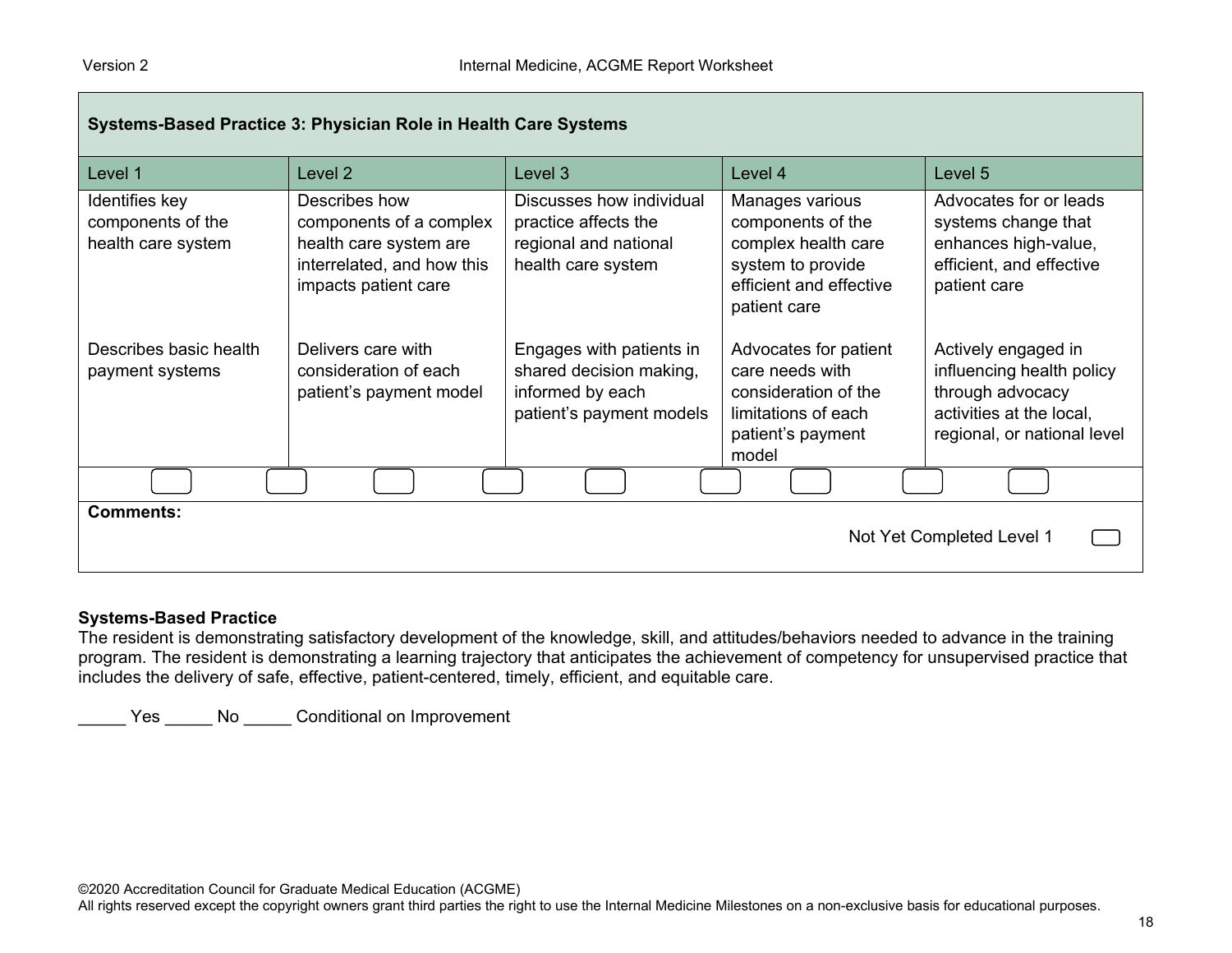| Systems-Based Practice 3: Physician Role in Health Care Systems | | | | |
|---|---|---|---|---|
| Level 1 | Level 2 | Level 3 | Level 4 | Level 5 |
| Identifies key components of the health care system | Describes how components of a complex health care system are interrelated, and how this impacts patient care | Discusses how individual practice affects the regional and national health care system | Manages various components of the complex health care system to provide efficient and effective patient care | Advocates for or leads systems change that enhances high-value, efficient, and effective patient care |
| Describes basic health payment systems | Delivers care with consideration of each patient's payment model | Engages with patients in shared decision making, informed by each patient's payment models | Advocates for patient care needs with consideration of the limitations of each patient's payment model | Actively engaged in influencing health policy through advocacy activities at the local, regional, or national level |

**Comments:**

Not Yet Completed Level 1

**Systems-Based Practice**

The resident is demonstrating satisfactory development of the knowledge, skill, and attitudes/behaviors needed to advance in the training program. The resident is demonstrating a learning trajectory that anticipates the achievement of competency for unsupervised practice that includes the delivery of safe, effective, patient-centered, timely, efficient, and equitable care.

_____ Yes _____ No _____ Conditional on Improvement

©2020 Accreditation Council for Graduate Medical Education (ACGME)
All rights reserved except the copyright owners grant third parties the right to use the Internal Medicine Milestones on a non-exclusive basis for educational purposes.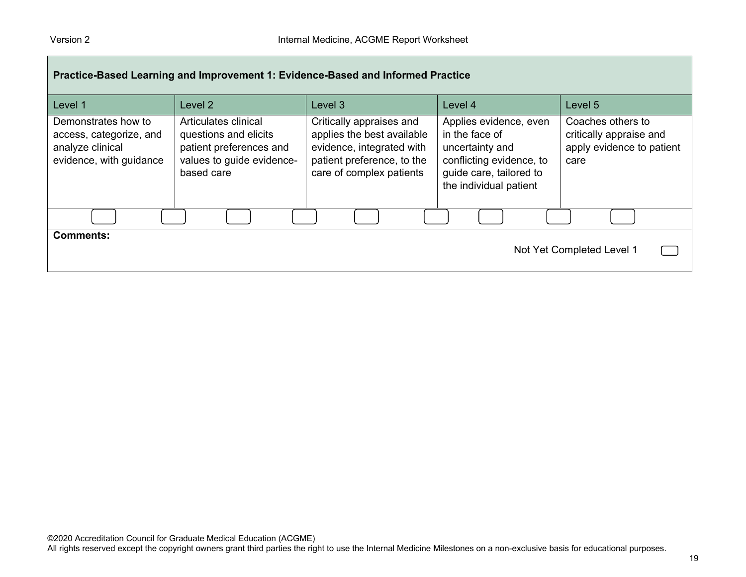## Practice-Based Learning and Improvement 1: Evidence-Based and Informed Practice

| Level 1 | Level 2 | Level 3 | Level 4 | Level 5 |
|---|---|---|---|---|
| Demonstrates how to access, categorize, and analyze clinical evidence, with guidance | Articulates clinical questions and elicits patient preferences and values to guide evidence-based care | Critically appraises and applies the best available evidence, integrated with patient preference, to the care of complex patients | Applies evidence, even in the face of uncertainty and conflicting evidence, to guide care, tailored to the individual patient | Coaches others to critically appraise and apply evidence to patient care |

**Comments:**

Not Yet Completed Level 1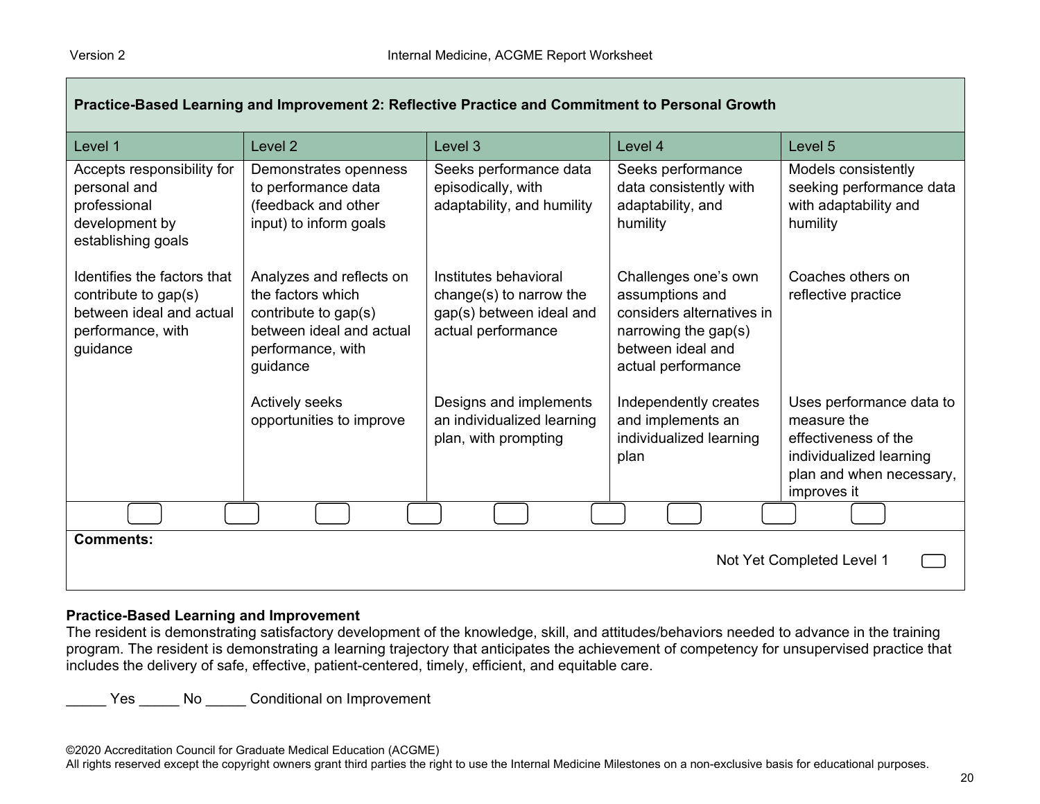| Practice-Based Learning and Improvement 2: Reflective Practice and Commitment to Personal Growth | | | | |
|---|---|---|---|---|
| **Level 1** | **Level 2** | **Level 3** | **Level 4** | **Level 5** |
| Accepts responsibility for personal and professional development by establishing goals<br><br>Identifies the factors that contribute to gap(s) between ideal and actual performance, with guidance | Demonstrates openness to performance data (feedback and other input) to inform goals<br><br>Analyzes and reflects on the factors which contribute to gap(s) between ideal and actual performance, with guidance<br><br>Actively seeks opportunities to improve | Seeks performance data episodically, with adaptability, and humility<br><br>Institutes behavioral change(s) to narrow the gap(s) between ideal and actual performance<br><br>Designs and implements an individualized learning plan, with prompting | Seeks performance data consistently with adaptability, and humility<br><br>Challenges one's own assumptions and considers alternatives in narrowing the gap(s) between ideal and actual performance<br><br>Independently creates and implements an individualized learning plan | Models consistently seeking performance data with adaptability and humility<br><br>Coaches others on reflective practice<br><br>Uses performance data to measure the effectiveness of the individualized learning plan and when necessary, improves it |

**Comments:**

Not Yet Completed Level 1

**Practice-Based Learning and Improvement**
The resident is demonstrating satisfactory development of the knowledge, skill, and attitudes/behaviors needed to advance in the training program. The resident is demonstrating a learning trajectory that anticipates the achievement of competency for unsupervised practice that includes the delivery of safe, effective, patient-centered, timely, efficient, and equitable care.

_____ Yes _____ No _____ Conditional on Improvement

©2020 Accreditation Council for Graduate Medical Education (ACGME)
All rights reserved except the copyright owners grant third parties the right to use the Internal Medicine Milestones on a non-exclusive basis for educational purposes.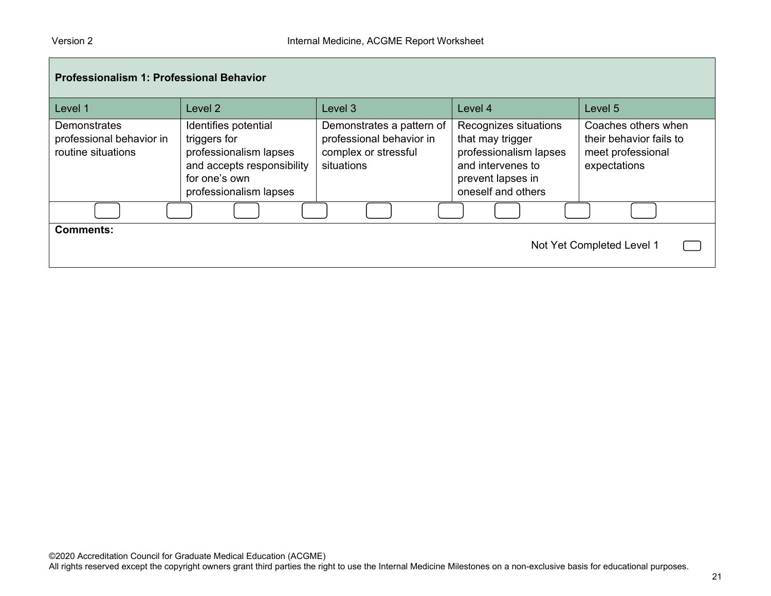| Professionalism 1: Professional Behavior | | | | |
|---|---|---|---|---|
| Level 1 | Level 2 | Level 3 | Level 4 | Level 5 |
| Demonstrates professional behavior in routine situations | Identifies potential triggers for professionalism lapses and accepts responsibility for one's own professionalism lapses | Demonstrates a pattern of professional behavior in complex or stressful situations | Recognizes situations that may trigger professionalism lapses and intervenes to prevent lapses in oneself and others | Coaches others when their behavior fails to meet professional expectations |

**Comments:**

Not Yet Completed Level 1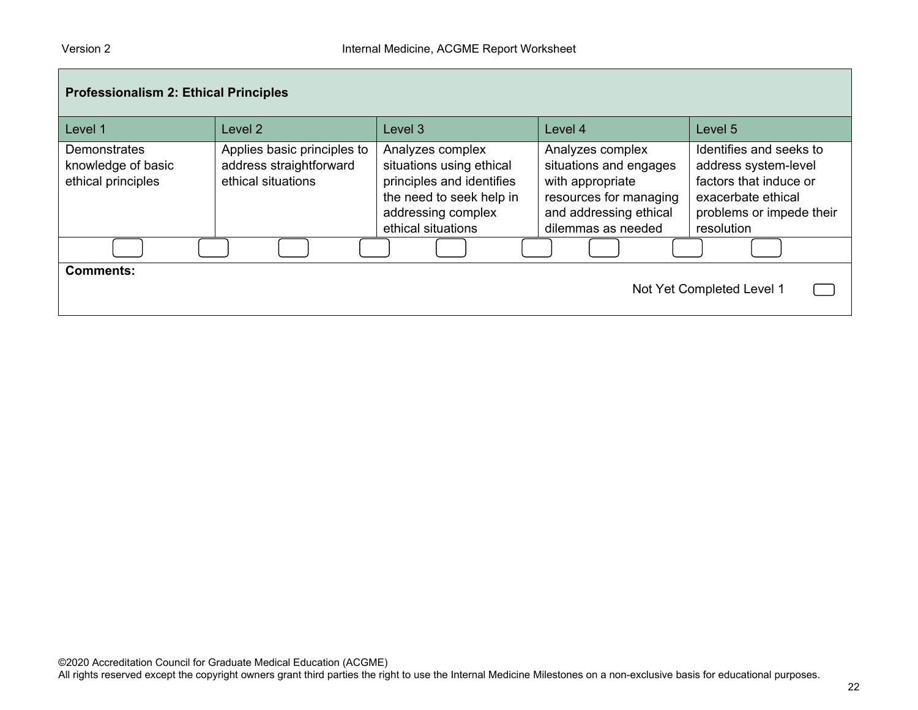| Professionalism 2: Ethical Principles | | | | |
|---|---|---|---|---|
| Level 1 | Level 2 | Level 3 | Level 4 | Level 5 |
| Demonstrates knowledge of basic ethical principles | Applies basic principles to address straightforward ethical situations | Analyzes complex situations using ethical principles and identifies the need to seek help in addressing complex ethical situations | Analyzes complex situations and engages with appropriate resources for managing and addressing ethical dilemmas as needed | Identifies and seeks to address system-level factors that induce or exacerbate ethical problems or impede their resolution |

**Comments:**

Not Yet Completed Level 1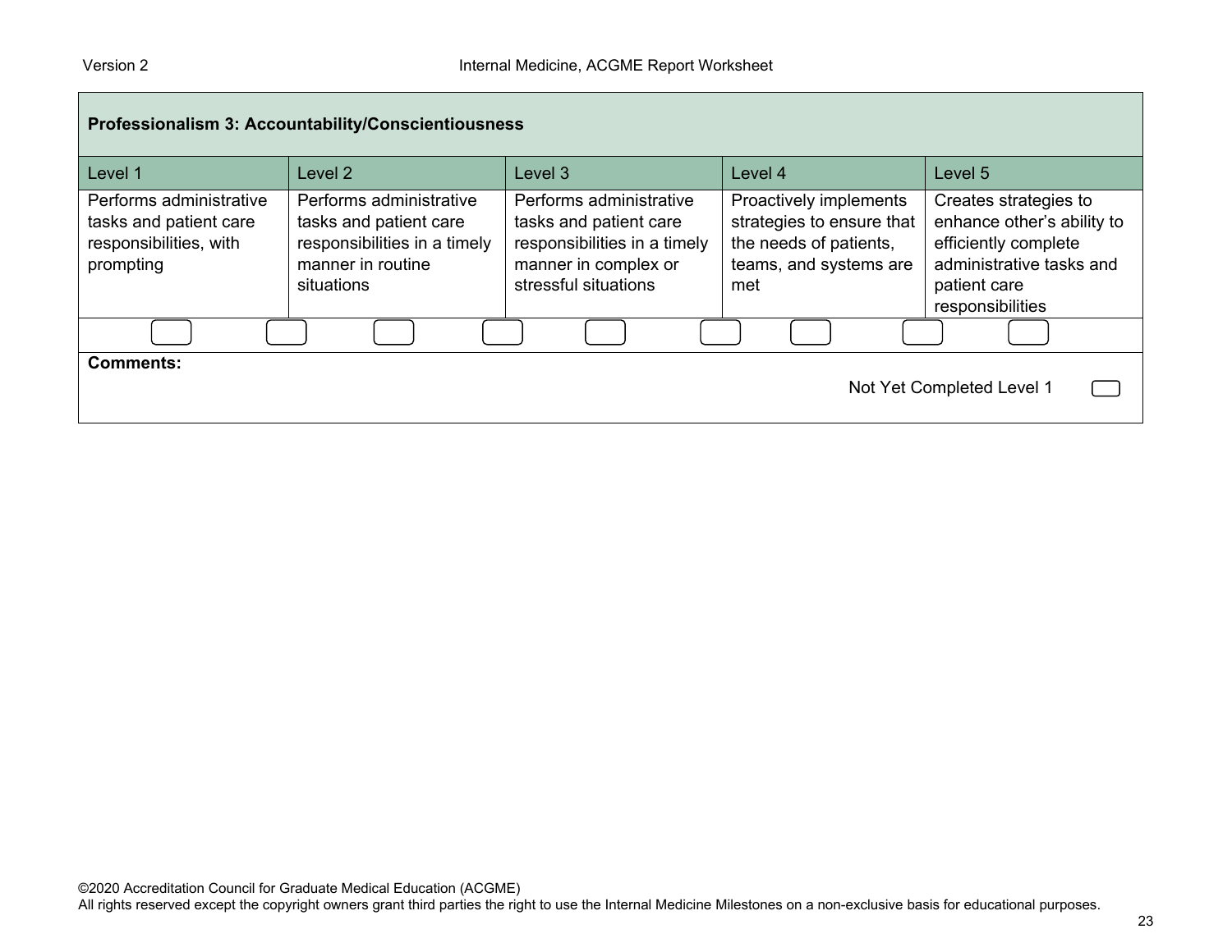## Professionalism 3: Accountability/Conscientiousness

| Level 1 | Level 2 | Level 3 | Level 4 | Level 5 |
|---|---|---|---|---|
| Performs administrative tasks and patient care responsibilities, with prompting | Performs administrative tasks and patient care responsibilities in a timely manner in routine situations | Performs administrative tasks and patient care responsibilities in a timely manner in complex or stressful situations | Proactively implements strategies to ensure that the needs of patients, teams, and systems are met | Creates strategies to enhance other's ability to efficiently complete administrative tasks and patient care responsibilities |

**Comments:**

Not Yet Completed Level 1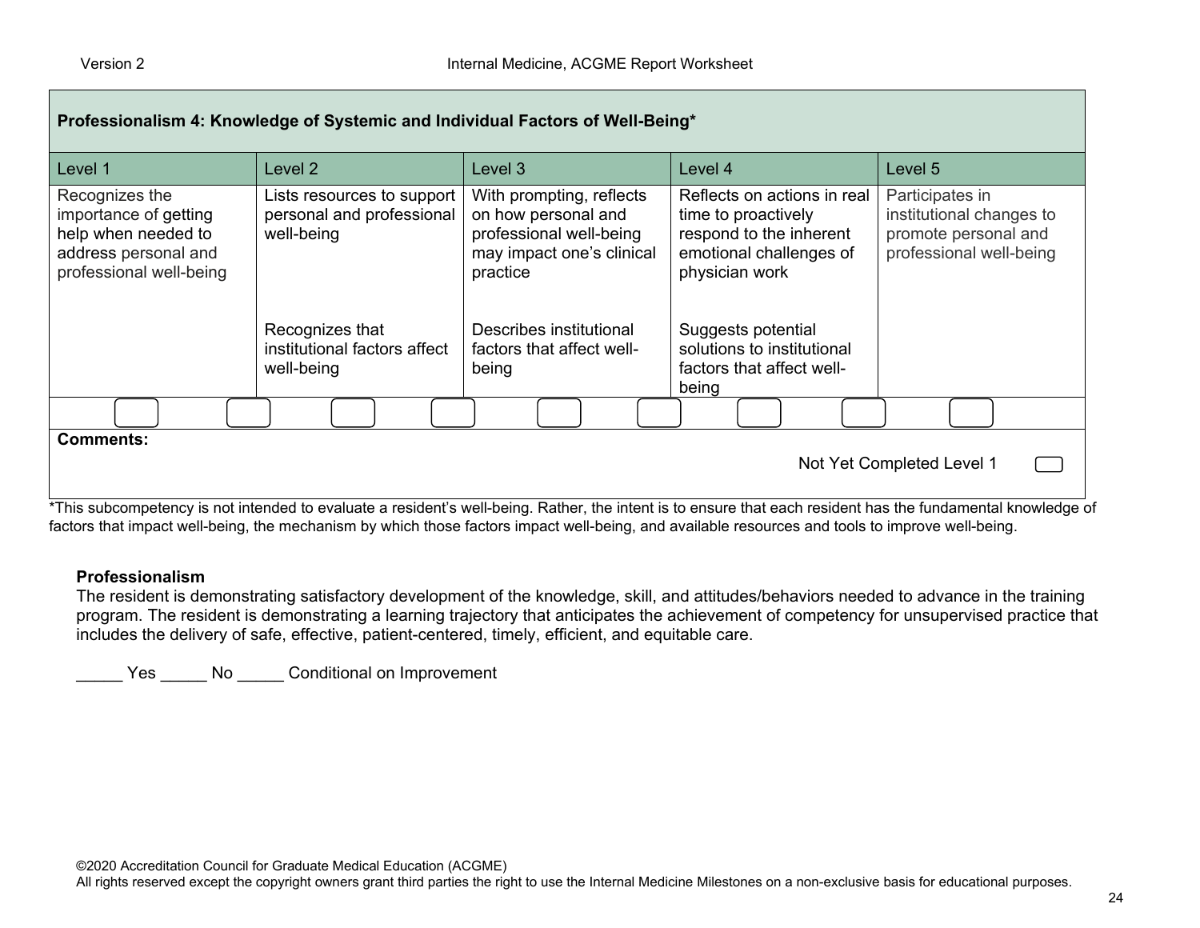| Professionalism 4: Knowledge of Systemic and Individual Factors of Well-Being* | | | | |
|---|---|---|---|---|
| Level 1 | Level 2 | Level 3 | Level 4 | Level 5 |
| Recognizes the importance of getting help when needed to address personal and professional well-being | Lists resources to support personal and professional well-being | With prompting, reflects on how personal and professional well-being may impact one's clinical practice | Reflects on actions in real time to proactively respond to the inherent emotional challenges of physician work | Participates in institutional changes to promote personal and professional well-being |
| | Recognizes that institutional factors affect well-being | Describes institutional factors that affect well-being | Suggests potential solutions to institutional factors that affect well-being | |

**Comments:**

Not Yet Completed Level 1

*This subcompetency is not intended to evaluate a resident's well-being. Rather, the intent is to ensure that each resident has the fundamental knowledge of factors that impact well-being, the mechanism by which those factors impact well-being, and available resources and tools to improve well-being.

**Professionalism**

The resident is demonstrating satisfactory development of the knowledge, skill, and attitudes/behaviors needed to advance in the training program. The resident is demonstrating a learning trajectory that anticipates the achievement of competency for unsupervised practice that includes the delivery of safe, effective, patient-centered, timely, efficient, and equitable care.

_____ Yes _____ No _____ Conditional on Improvement

©2020 Accreditation Council for Graduate Medical Education (ACGME)
All rights reserved except the copyright owners grant third parties the right to use the Internal Medicine Milestones on a non-exclusive basis for educational purposes.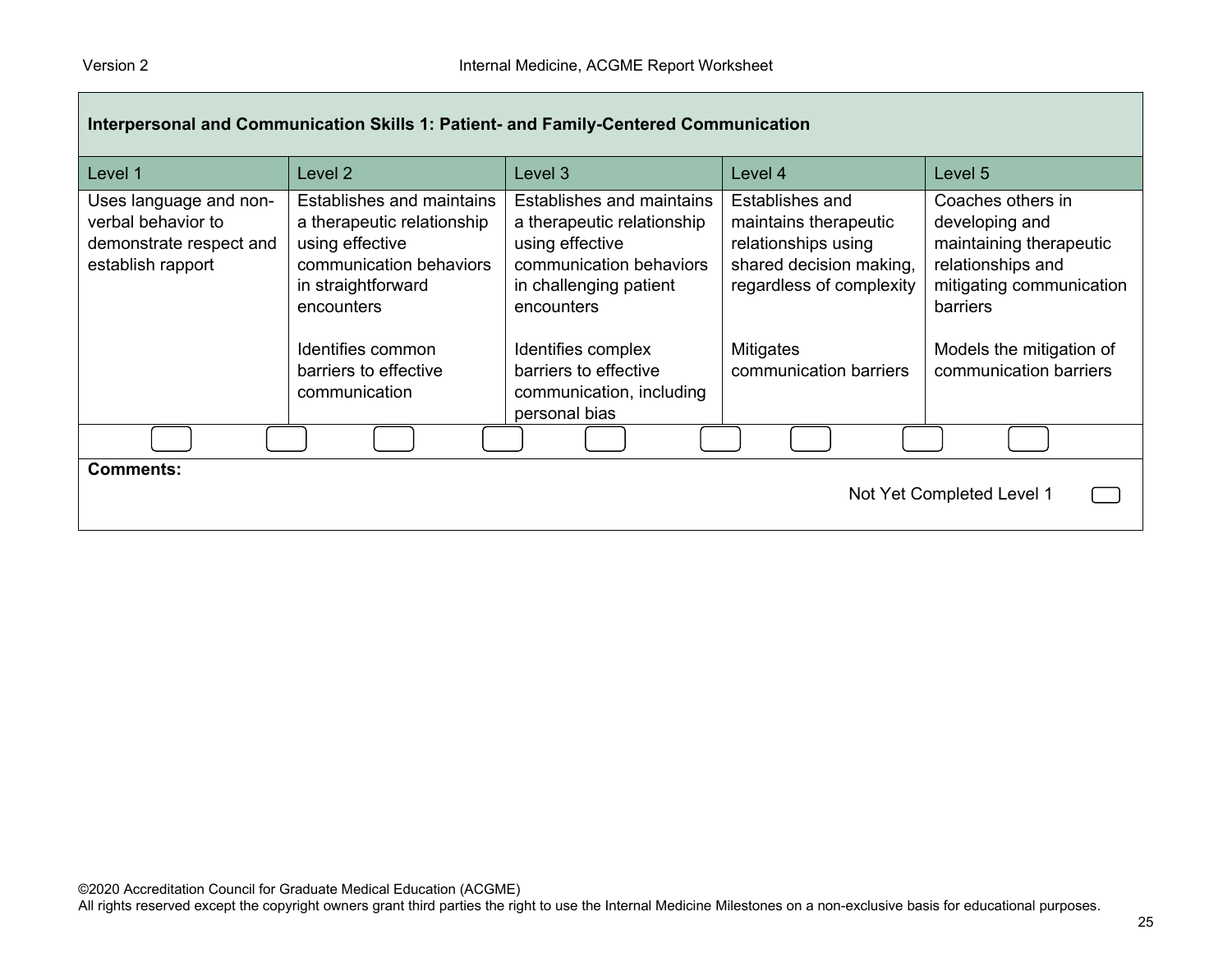## Interpersonal and Communication Skills 1: Patient- and Family-Centered Communication

| Level 1 | Level 2 | Level 3 | Level 4 | Level 5 |
|---|---|---|---|---|
| Uses language and non-verbal behavior to demonstrate respect and establish rapport | Establishes and maintains a therapeutic relationship using effective communication behaviors in straightforward encounters<br><br>Identifies common barriers to effective communication | Establishes and maintains a therapeutic relationship using effective communication behaviors in challenging patient encounters<br><br>Identifies complex barriers to effective communication, including personal bias | Establishes and maintains therapeutic relationships using shared decision making, regardless of complexity<br><br>Mitigates communication barriers | Coaches others in developing and maintaining therapeutic relationships and mitigating communication barriers<br><br>Models the mitigation of communication barriers |

**Comments:**

Not Yet Completed Level 1

©2020 Accreditation Council for Graduate Medical Education (ACGME)
All rights reserved except the copyright owners grant third parties the right to use the Internal Medicine Milestones on a non-exclusive basis for educational purposes.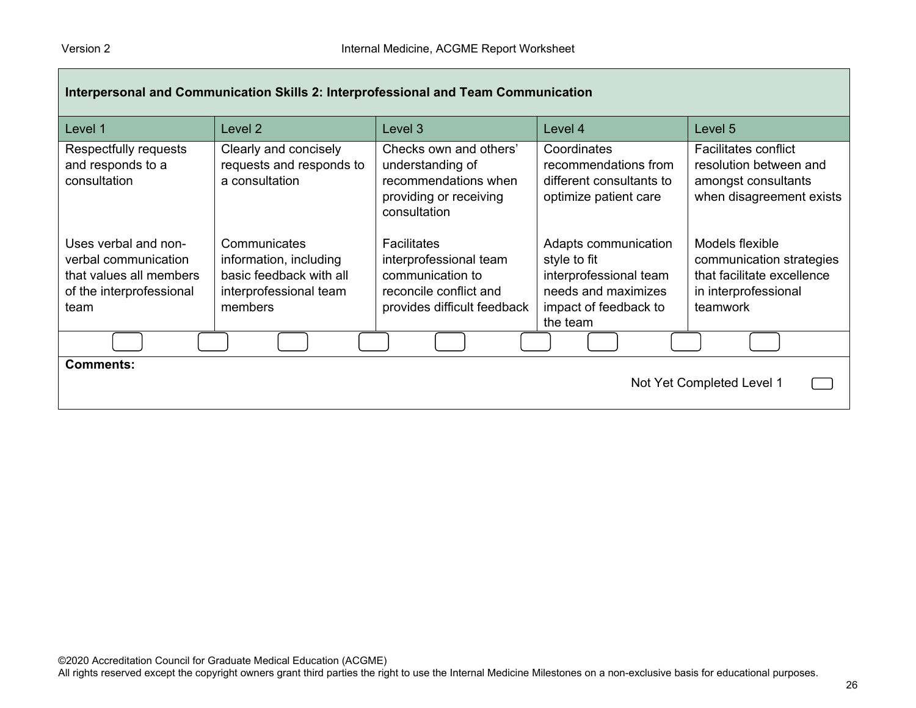| Interpersonal and Communication Skills 2: Interprofessional and Team Communication | | | | |
|---|---|---|---|---|
| Level 1 | Level 2 | Level 3 | Level 4 | Level 5 |
| Respectfully requests and responds to a consultation | Clearly and concisely requests and responds to a consultation | Checks own and others' understanding of recommendations when providing or receiving consultation | Coordinates recommendations from different consultants to optimize patient care | Facilitates conflict resolution between and amongst consultants when disagreement exists |
| Uses verbal and non-verbal communication that values all members of the interprofessional team | Communicates information, including basic feedback with all interprofessional team members | Facilitates interprofessional team communication to reconcile conflict and provides difficult feedback | Adapts communication style to fit interprofessional team needs and maximizes impact of feedback to the team | Models flexible communication strategies that facilitate excellence in interprofessional teamwork |

**Comments:**

Not Yet Completed Level 1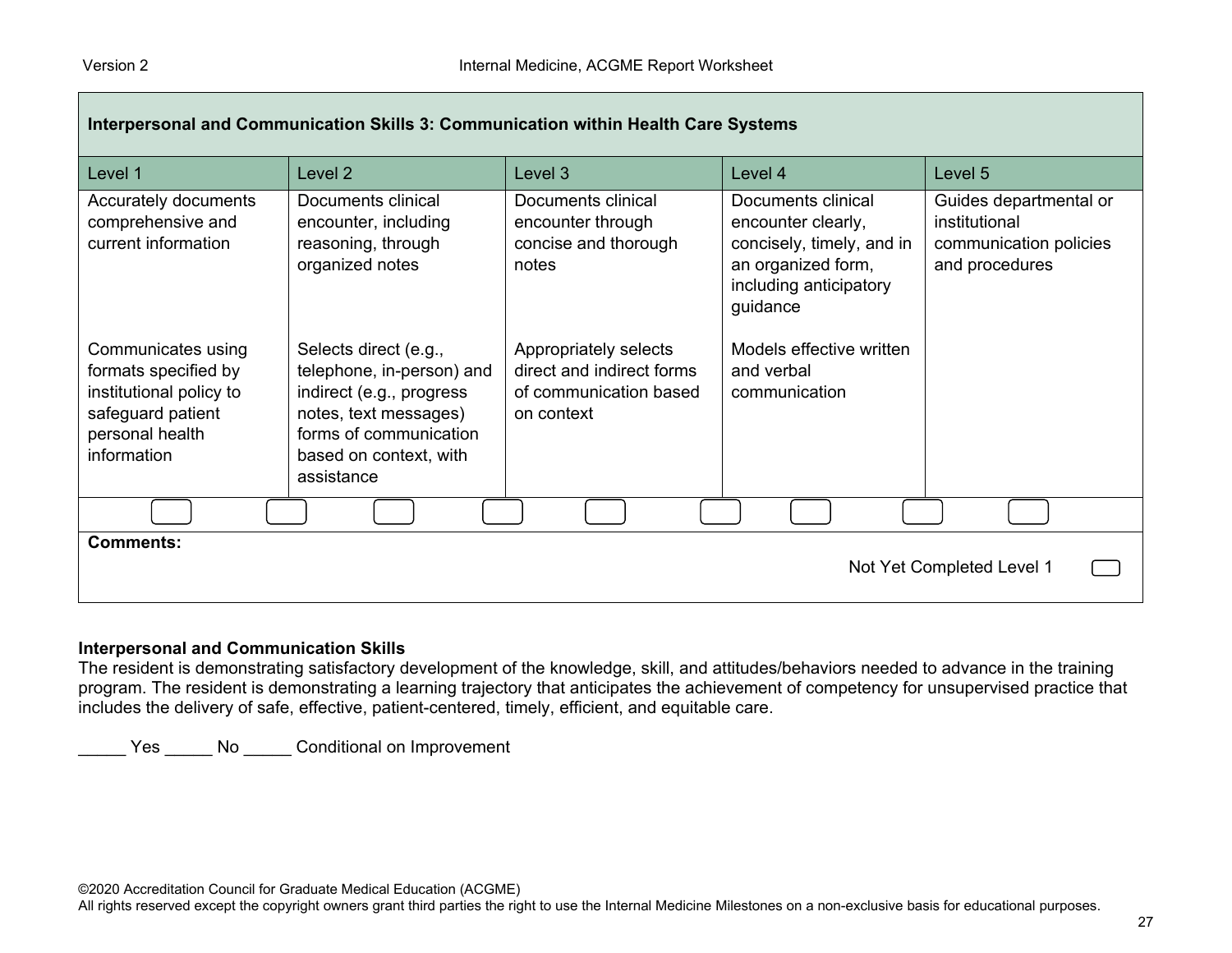| Interpersonal and Communication Skills 3: Communication within Health Care Systems | | | | |
|---|---|---|---|---|
| Level 1 | Level 2 | Level 3 | Level 4 | Level 5 |
| Accurately documents comprehensive and current information | Documents clinical encounter, including reasoning, through organized notes | Documents clinical encounter through concise and thorough notes | Documents clinical encounter clearly, concisely, timely, and in an organized form, including anticipatory guidance | Guides departmental or institutional communication policies and procedures |
| Communicates using formats specified by institutional policy to safeguard patient personal health information | Selects direct (e.g., telephone, in-person) and indirect (e.g., progress notes, text messages) forms of communication based on context, with assistance | Appropriately selects direct and indirect forms of communication based on context | Models effective written and verbal communication | |

**Comments:**

Not Yet Completed Level 1

**Interpersonal and Communication Skills**

The resident is demonstrating satisfactory development of the knowledge, skill, and attitudes/behaviors needed to advance in the training program. The resident is demonstrating a learning trajectory that anticipates the achievement of competency for unsupervised practice that includes the delivery of safe, effective, patient-centered, timely, efficient, and equitable care.

_____ Yes _____ No _____ Conditional on Improvement

©2020 Accreditation Council for Graduate Medical Education (ACGME)
All rights reserved except the copyright owners grant third parties the right to use the Internal Medicine Milestones on a non-exclusive basis for educational purposes.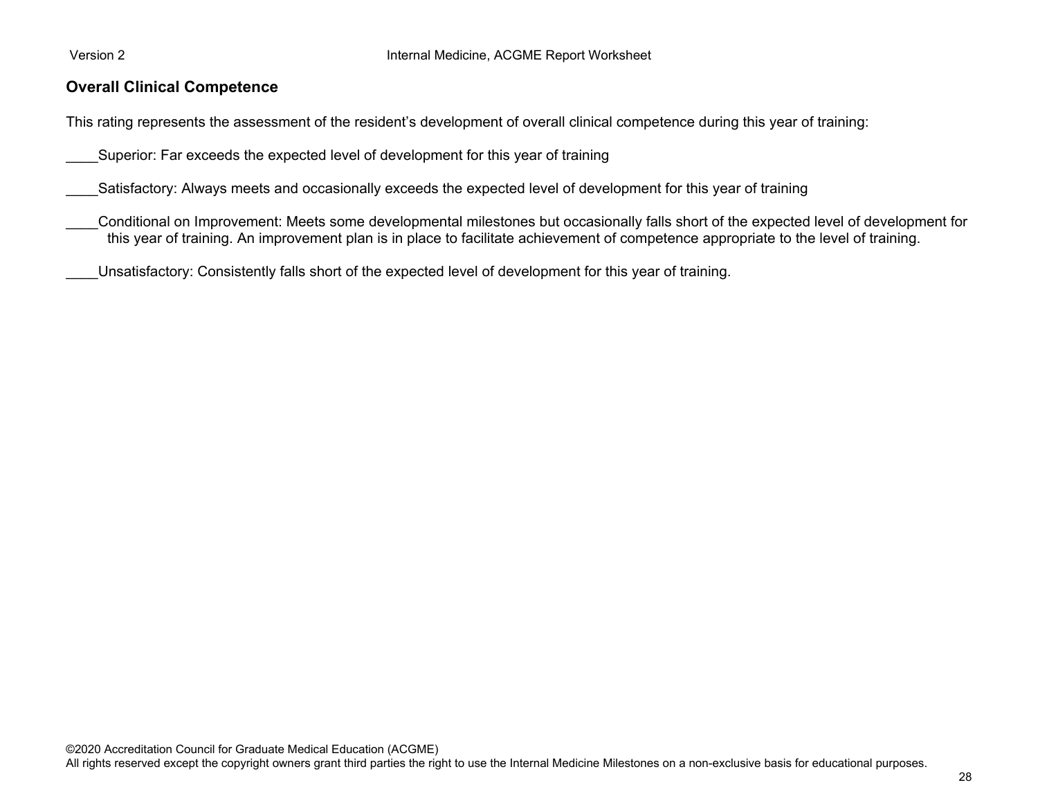## Overall Clinical Competence

This rating represents the assessment of the resident's development of overall clinical competence during this year of training:

____Superior: Far exceeds the expected level of development for this year of training

____Satisfactory: Always meets and occasionally exceeds the expected level of development for this year of training

____Conditional on Improvement: Meets some developmental milestones but occasionally falls short of the expected level of development for this year of training. An improvement plan is in place to facilitate achievement of competence appropriate to the level of training.

____Unsatisfactory: Consistently falls short of the expected level of development for this year of training.